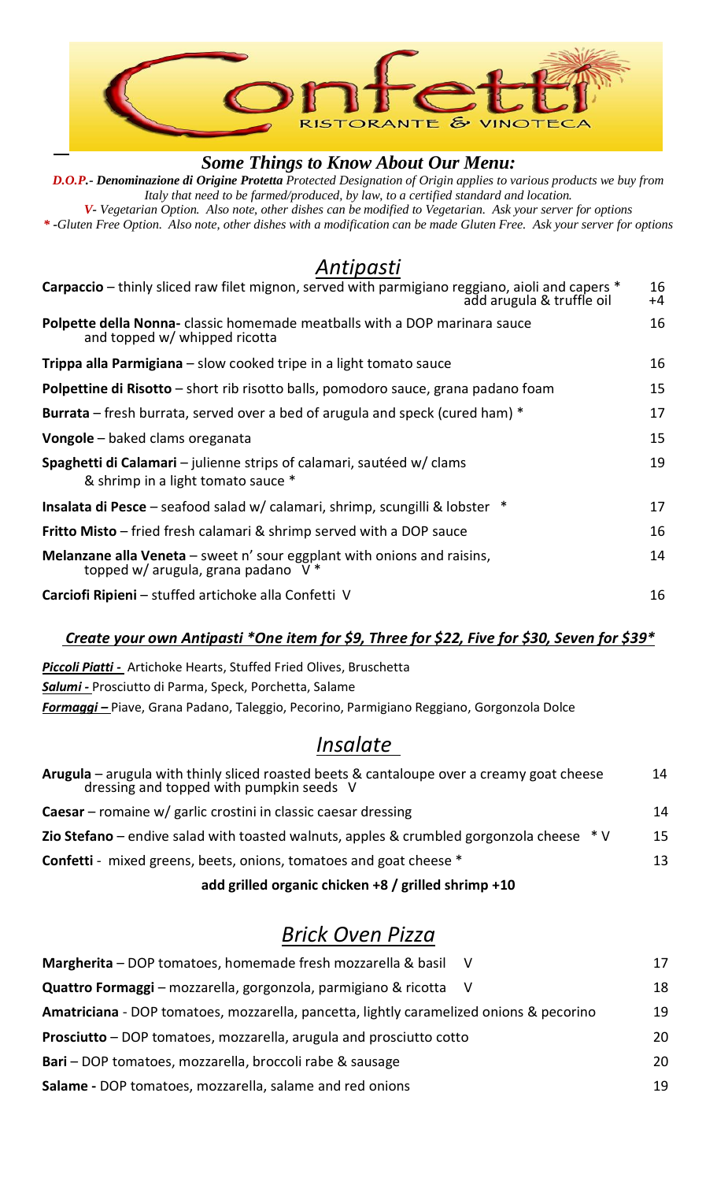# Confetti Ristorante & Vinoteca

### *Some Things to Know About Our Menu:*

***D.O.P.- Denominazione di Origine Protetta*** *Protected Designation of Origin applies to various products we buy from Italy that need to be farmed/produced, by law, to a certified standard and location.*

***V-*** *Vegetarian Option. Also note, other dishes can be modified to Vegetarian. Ask your server for options*

***\**** *-Gluten Free Option. Also note, other dishes with a modification can be made Gluten Free. Ask your server for options*

## *Antipasti*

| | |
|---|---|
| **Carpaccio** – thinly sliced raw filet mignon, served with parmigiano reggiano, aioli and capers * add arugula & truffle oil | 16 +4 |
| **Polpette della Nonna-** classic homemade meatballs with a DOP marinara sauce and topped w/ whipped ricotta | 16 |
| **Trippa alla Parmigiana** – slow cooked tripe in a light tomato sauce | 16 |
| **Polpettine di Risotto** – short rib risotto balls, pomodoro sauce, grana padano foam | 15 |
| **Burrata** – fresh burrata, served over a bed of arugula and speck (cured ham) * | 17 |
| **Vongole** – baked clams oreganata | 15 |
| **Spaghetti di Calamari** – julienne strips of calamari, sautéed w/ clams & shrimp in a light tomato sauce * | 19 |
| **Insalata di Pesce** – seafood salad w/ calamari, shrimp, scungilli & lobster * | 17 |
| **Fritto Misto** – fried fresh calamari & shrimp served with a DOP sauce | 16 |
| **Melanzane alla Veneta** – sweet n' sour eggplant with onions and raisins, topped w/ arugula, grana padano V * | 14 |
| **Carciofi Ripieni** – stuffed artichoke alla Confetti V | 16 |

### *Create your own Antipasti \*One item for $9, Three for $22, Five for $30, Seven for $39\**

***Piccoli Piatti -*** Artichoke Hearts, Stuffed Fried Olives, Bruschetta

***Salumi -*** Prosciutto di Parma, Speck, Porchetta, Salame

***Formaggi –*** Piave, Grana Padano, Taleggio, Pecorino, Parmigiano Reggiano, Gorgonzola Dolce

## *Insalate*

| | |
|---|---|
| **Arugula** – arugula with thinly sliced roasted beets & cantaloupe over a creamy goat cheese dressing and topped with pumpkin seeds V | 14 |
| **Caesar** – romaine w/ garlic crostini in classic caesar dressing | 14 |
| **Zio Stefano** – endive salad with toasted walnuts, apples & crumbled gorgonzola cheese * V | 15 |
| **Confetti** - mixed greens, beets, onions, tomatoes and goat cheese * | 13 |

**add grilled organic chicken +8 / grilled shrimp +10**

## *Brick Oven Pizza*

| | |
|---|---|
| **Margherita** – DOP tomatoes, homemade fresh mozzarella & basil V | 17 |
| **Quattro Formaggi** – mozzarella, gorgonzola, parmigiano & ricotta V | 18 |
| **Amatriciana** - DOP tomatoes, mozzarella, pancetta, lightly caramelized onions & pecorino | 19 |
| **Prosciutto** – DOP tomatoes, mozzarella, arugula and prosciutto cotto | 20 |
| **Bari** – DOP tomatoes, mozzarella, broccoli rabe & sausage | 20 |
| **Salame -** DOP tomatoes, mozzarella, salame and red onions | 19 |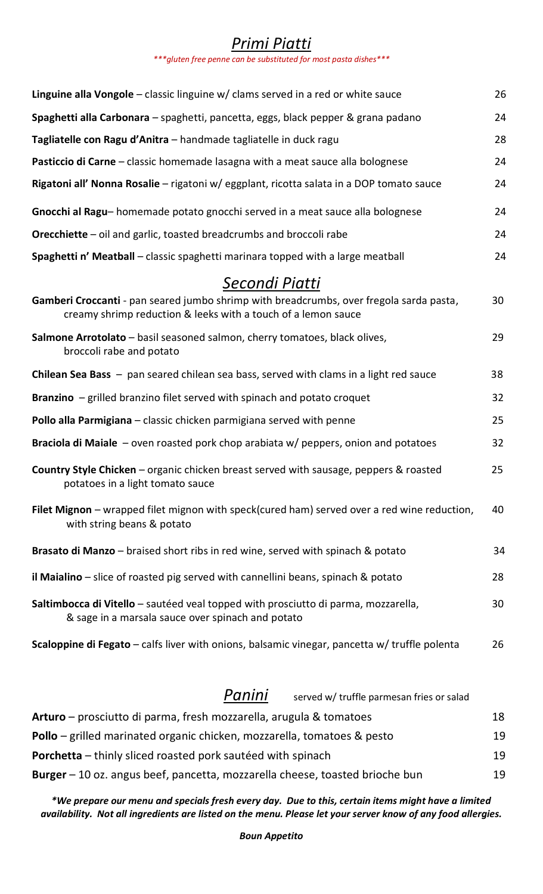## *Primi Piatti*

****gluten free penne can be substituted for most pasta dishes****

| | |
|---|---|
| **Linguine alla Vongole** – classic linguine w/ clams served in a red or white sauce | 26 |
| **Spaghetti alla Carbonara** – spaghetti, pancetta, eggs, black pepper & grana padano | 24 |
| **Tagliatelle con Ragu d'Anitra** – handmade tagliatelle in duck ragu | 28 |
| **Pasticcio di Carne** – classic homemade lasagna with a meat sauce alla bolognese | 24 |
| **Rigatoni all' Nonna Rosalie** – rigatoni w/ eggplant, ricotta salata in a DOP tomato sauce | 24 |
| **Gnocchi al Ragu**– homemade potato gnocchi served in a meat sauce alla bolognese | 24 |
| **Orecchiette** – oil and garlic, toasted breadcrumbs and broccoli rabe | 24 |
| **Spaghetti n' Meatball** – classic spaghetti marinara topped with a large meatball | 24 |

## *Secondi Piatti*

| | |
|---|---|
| **Gamberi Croccanti** - pan seared jumbo shrimp with breadcrumbs, over fregola sarda pasta, creamy shrimp reduction & leeks with a touch of a lemon sauce | 30 |
| **Salmone Arrotolato** – basil seasoned salmon, cherry tomatoes, black olives, broccoli rabe and potato | 29 |
| **Chilean Sea Bass** – pan seared chilean sea bass, served with clams in a light red sauce | 38 |
| **Branzino** – grilled branzino filet served with spinach and potato croquet | 32 |
| **Pollo alla Parmigiana** – classic chicken parmigiana served with penne | 25 |
| **Braciola di Maiale** – oven roasted pork chop arabiata w/ peppers, onion and potatoes | 32 |
| **Country Style Chicken** – organic chicken breast served with sausage, peppers & roasted potatoes in a light tomato sauce | 25 |
| **Filet Mignon** – wrapped filet mignon with speck(cured ham) served over a red wine reduction, with string beans & potato | 40 |
| **Brasato di Manzo** – braised short ribs in red wine, served with spinach & potato | 34 |
| **il Maialino** – slice of roasted pig served with cannellini beans, spinach & potato | 28 |
| **Saltimbocca di Vitello** – sautéed veal topped with prosciutto di parma, mozzarella, & sage in a marsala sauce over spinach and potato | 30 |
| **Scaloppine di Fegato** – calfs liver with onions, balsamic vinegar, pancetta w/ truffle polenta | 26 |

## *Panini* served w/ truffle parmesan fries or salad

| | |
|---|---|
| **Arturo** – prosciutto di parma, fresh mozzarella, arugula & tomatoes | 18 |
| **Pollo** – grilled marinated organic chicken, mozzarella, tomatoes & pesto | 19 |
| **Porchetta** – thinly sliced roasted pork sautéed with spinach | 19 |
| **Burger** – 10 oz. angus beef, pancetta, mozzarella cheese, toasted brioche bun | 19 |

***We prepare our menu and specials fresh every day. Due to this, certain items might have a limited availability. Not all ingredients are listed on the menu. Please let your server know of any food allergies.***

***Boun Appetito***